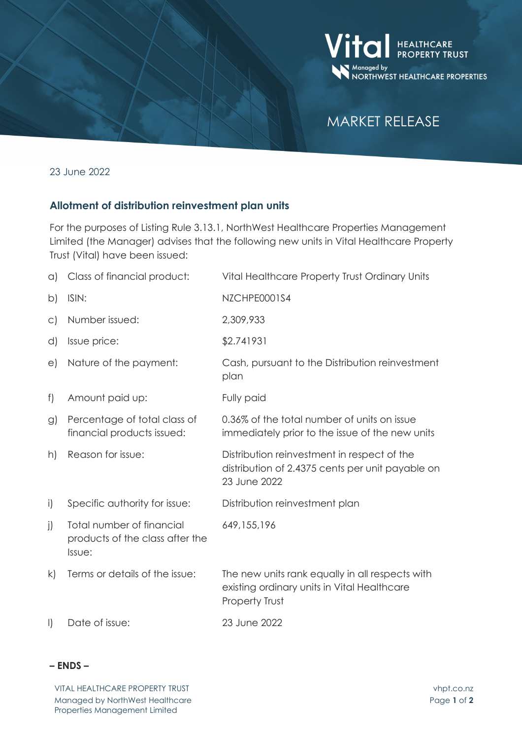Vital HEALTHCARE PROPERTY TRUST

Managed by NORTHWEST HEALTHCARE PROPERTIES

MARKET RELEASE

23 June 2022

## Allotment of distribution reinvestment plan units

For the purposes of Listing Rule 3.13.1, NorthWest Healthcare Properties Management Limited (the Manager) advises that the following new units in Vital Healthcare Property Trust (Vital) have been issued:

| | | |
|---|---|---|
| a) | Class of financial product: | Vital Healthcare Property Trust Ordinary Units |
| b) | ISIN: | NZCHPE0001S4 |
| c) | Number issued: | 2,309,933 |
| d) | Issue price: | $2.741931 |
| e) | Nature of the payment: | Cash, pursuant to the Distribution reinvestment plan |
| f) | Amount paid up: | Fully paid |
| g) | Percentage of total class of financial products issued: | 0.36% of the total number of units on issue immediately prior to the issue of the new units |
| h) | Reason for issue: | Distribution reinvestment in respect of the distribution of 2.4375 cents per unit payable on 23 June 2022 |
| i) | Specific authority for issue: | Distribution reinvestment plan |
| j) | Total number of financial products of the class after the Issue: | 649,155,196 |
| k) | Terms or details of the issue: | The new units rank equally in all respects with existing ordinary units in Vital Healthcare Property Trust |
| l) | Date of issue: | 23 June 2022 |

**– ENDS –**

VITAL HEALTHCARE PROPERTY TRUST
Managed by NorthWest Healthcare Properties Management Limited

vhpt.co.nz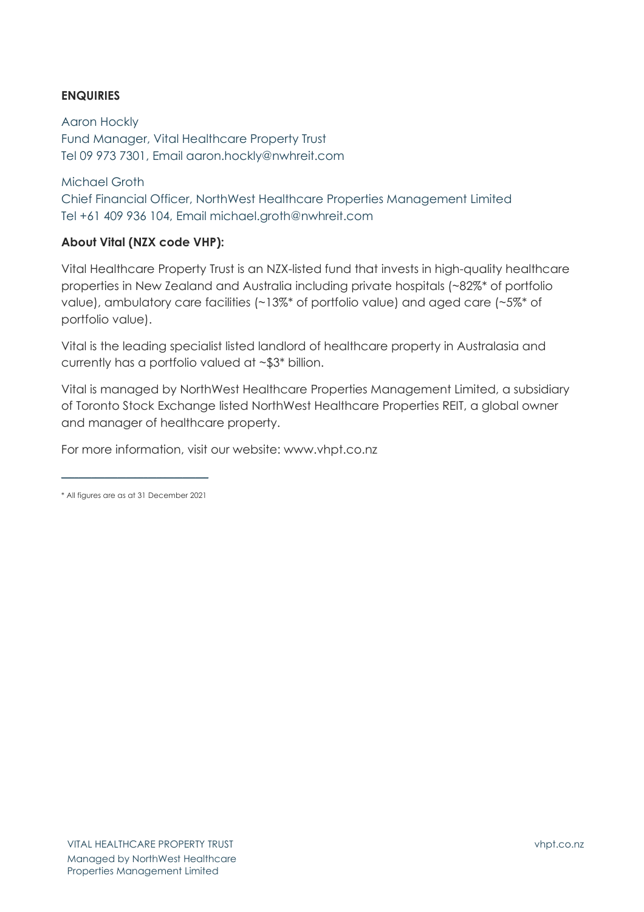**ENQUIRIES**

Aaron Hockly
Fund Manager, Vital Healthcare Property Trust
Tel 09 973 7301, Email aaron.hockly@nwhreit.com

Michael Groth
Chief Financial Officer, NorthWest Healthcare Properties Management Limited
Tel +61 409 936 104, Email michael.groth@nwhreit.com

**About Vital (NZX code VHP):**

Vital Healthcare Property Trust is an NZX-listed fund that invests in high-quality healthcare properties in New Zealand and Australia including private hospitals (~82%* of portfolio value), ambulatory care facilities (~13%* of portfolio value) and aged care (~5%* of portfolio value).

Vital is the leading specialist listed landlord of healthcare property in Australasia and currently has a portfolio valued at ~$3* billion.

Vital is managed by NorthWest Healthcare Properties Management Limited, a subsidiary of Toronto Stock Exchange listed NorthWest Healthcare Properties REIT, a global owner and manager of healthcare property.

For more information, visit our website: www.vhpt.co.nz

---

* All figures are as at 31 December 2021